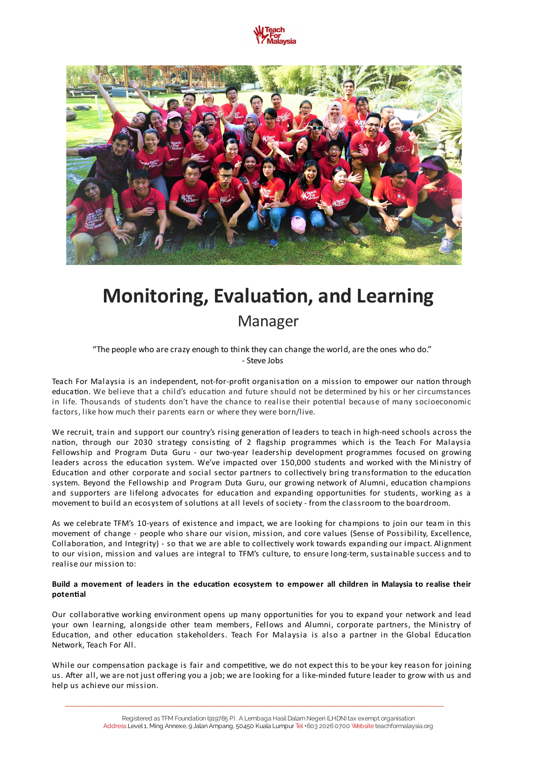# Monitoring, Evaluation, and Learning

## Manager

"The people who are crazy enough to think they can change the world, are the ones who do."
- Steve Jobs

Teach For Malaysia is an independent, not-for-profit organisation on a mission to empower our nation through education. We believe that a child's education and future should not be determined by his or her circumstances in life. Thousands of students don't have the chance to realise their potential because of many socioeconomic factors, like how much their parents earn or where they were born/live.

We recruit, train and support our country's rising generation of leaders to teach in high-need schools across the nation, through our 2030 strategy consisting of 2 flagship programmes which is the Teach For Malaysia Fellowship and Program Duta Guru - our two-year leadership development programmes focused on growing leaders across the education system. We've impacted over 150,000 students and worked with the Ministry of Education and other corporate and social sector partners to collectively bring transformation to the education system. Beyond the Fellowship and Program Duta Guru, our growing network of Alumni, education champions and supporters are lifelong advocates for education and expanding opportunities for students, working as a movement to build an ecosystem of solutions at all levels of society - from the classroom to the boardroom.

As we celebrate TFM's 10-years of existence and impact, we are looking for champions to join our team in this movement of change - people who share our vision, mission, and core values (Sense of Possibility, Excellence, Collaboration, and Integrity) - so that we are able to collectively work towards expanding our impact. Alignment to our vision, mission and values are integral to TFM's culture, to ensure long-term, sustainable success and to realise our mission to:

**Build a movement of leaders in the education ecosystem to empower all children in Malaysia to realise their potential**

Our collaborative working environment opens up many opportunities for you to expand your network and lead your own learning, alongside other team members, Fellows and Alumni, corporate partners, the Ministry of Education, and other education stakeholders. Teach For Malaysia is also a partner in the Global Education Network, Teach For All.

While our compensation package is fair and competitive, we do not expect this to be your key reason for joining us. After all, we are not just offering you a job; we are looking for a like-minded future leader to grow with us and help us achieve our mission.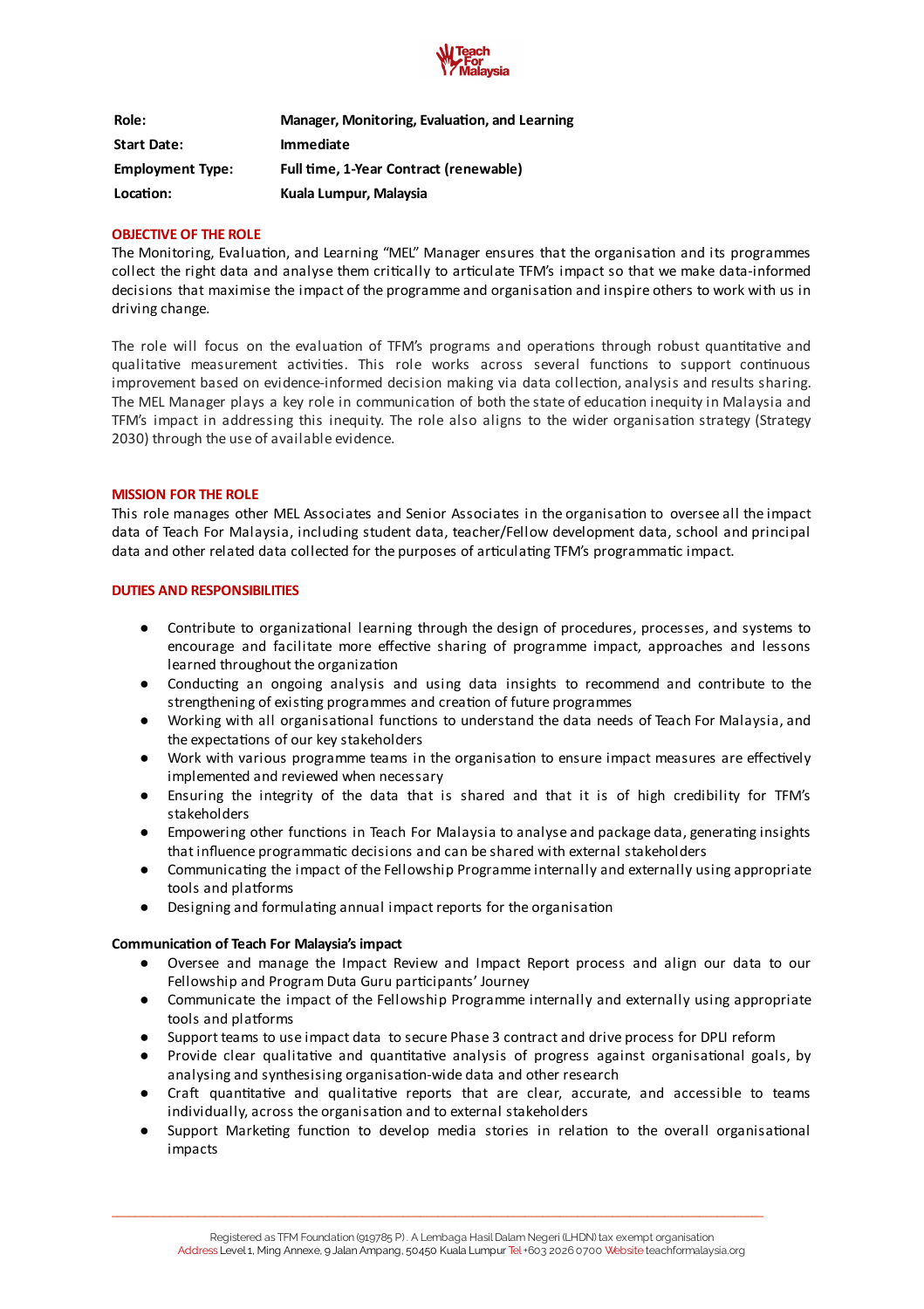| | |
|---|---|
| **Role:** | **Manager, Monitoring, Evaluation, and Learning** |
| **Start Date:** | **Immediate** |
| **Employment Type:** | **Full time, 1-Year Contract (renewable)** |
| **Location:** | **Kuala Lumpur, Malaysia** |

## OBJECTIVE OF THE ROLE

The Monitoring, Evaluation, and Learning "MEL" Manager ensures that the organisation and its programmes collect the right data and analyse them critically to articulate TFM's impact so that we make data-informed decisions that maximise the impact of the programme and organisation and inspire others to work with us in driving change.

The role will focus on the evaluation of TFM's programs and operations through robust quantitative and qualitative measurement activities. This role works across several functions to support continuous improvement based on evidence-informed decision making via data collection, analysis and results sharing. The MEL Manager plays a key role in communication of both the state of education inequity in Malaysia and TFM's impact in addressing this inequity. The role also aligns to the wider organisation strategy (Strategy 2030) through the use of available evidence.

## MISSION FOR THE ROLE

This role manages other MEL Associates and Senior Associates in the organisation to oversee all the impact data of Teach For Malaysia, including student data, teacher/Fellow development data, school and principal data and other related data collected for the purposes of articulating TFM's programmatic impact.

## DUTIES AND RESPONSIBILITIES

- Contribute to organizational learning through the design of procedures, processes, and systems to encourage and facilitate more effective sharing of programme impact, approaches and lessons learned throughout the organization
- Conducting an ongoing analysis and using data insights to recommend and contribute to the strengthening of existing programmes and creation of future programmes
- Working with all organisational functions to understand the data needs of Teach For Malaysia, and the expectations of our key stakeholders
- Work with various programme teams in the organisation to ensure impact measures are effectively implemented and reviewed when necessary
- Ensuring the integrity of the data that is shared and that it is of high credibility for TFM's stakeholders
- Empowering other functions in Teach For Malaysia to analyse and package data, generating insights that influence programmatic decisions and can be shared with external stakeholders
- Communicating the impact of the Fellowship Programme internally and externally using appropriate tools and platforms
- Designing and formulating annual impact reports for the organisation

**Communication of Teach For Malaysia's impact**

- Oversee and manage the Impact Review and Impact Report process and align our data to our Fellowship and Program Duta Guru participants' Journey
- Communicate the impact of the Fellowship Programme internally and externally using appropriate tools and platforms
- Support teams to use impact data to secure Phase 3 contract and drive process for DPLI reform
- Provide clear qualitative and quantitative analysis of progress against organisational goals, by analysing and synthesising organisation-wide data and other research
- Craft quantitative and qualitative reports that are clear, accurate, and accessible to teams individually, across the organisation and to external stakeholders
- Support Marketing function to develop media stories in relation to the overall organisational impacts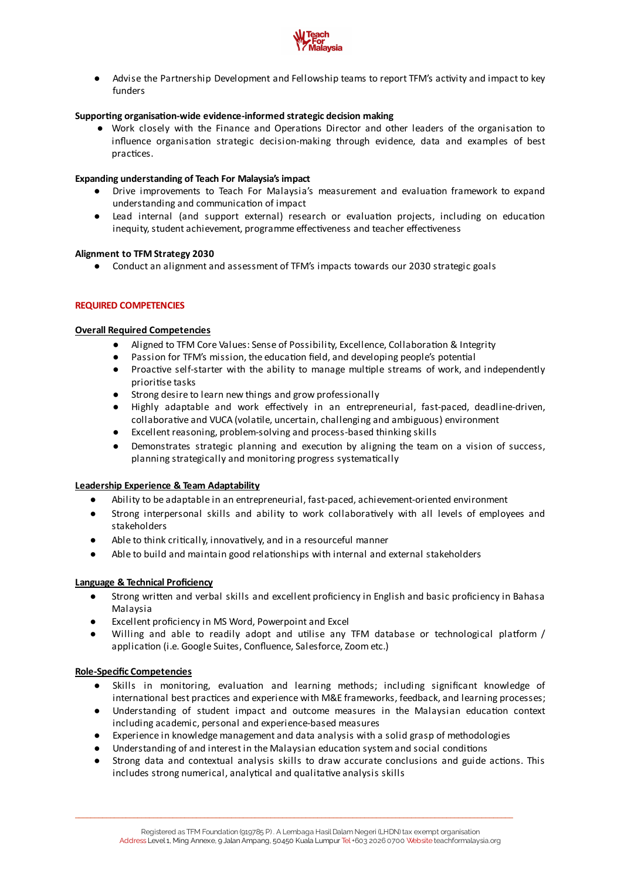- Advise the Partnership Development and Fellowship teams to report TFM's activity and impact to key funders

**Supporting organisation-wide evidence-informed strategic decision making**

- Work closely with the Finance and Operations Director and other leaders of the organisation to influence organisation strategic decision-making through evidence, data and examples of best practices.

**Expanding understanding of Teach For Malaysia's impact**

- Drive improvements to Teach For Malaysia's measurement and evaluation framework to expand understanding and communication of impact
- Lead internal (and support external) research or evaluation projects, including on education inequity, student achievement, programme effectiveness and teacher effectiveness

**Alignment to TFM Strategy 2030**

- Conduct an alignment and assessment of TFM's impacts towards our 2030 strategic goals

## REQUIRED COMPETENCIES

### Overall Required Competencies

- Aligned to TFM Core Values: Sense of Possibility, Excellence, Collaboration & Integrity
- Passion for TFM's mission, the education field, and developing people's potential
- Proactive self-starter with the ability to manage multiple streams of work, and independently prioritise tasks
- Strong desire to learn new things and grow professionally
- Highly adaptable and work effectively in an entrepreneurial, fast-paced, deadline-driven, collaborative and VUCA (volatile, uncertain, challenging and ambiguous) environment
- Excellent reasoning, problem-solving and process-based thinking skills
- Demonstrates strategic planning and execution by aligning the team on a vision of success, planning strategically and monitoring progress systematically

### Leadership Experience & Team Adaptability

- Ability to be adaptable in an entrepreneurial, fast-paced, achievement-oriented environment
- Strong interpersonal skills and ability to work collaboratively with all levels of employees and stakeholders
- Able to think critically, innovatively, and in a resourceful manner
- Able to build and maintain good relationships with internal and external stakeholders

### Language & Technical Proficiency

- Strong written and verbal skills and excellent proficiency in English and basic proficiency in Bahasa Malaysia
- Excellent proficiency in MS Word, Powerpoint and Excel
- Willing and able to readily adopt and utilise any TFM database or technological platform / application (i.e. Google Suites, Confluence, Salesforce, Zoom etc.)

### Role-Specific Competencies

- Skills in monitoring, evaluation and learning methods; including significant knowledge of international best practices and experience with M&E frameworks, feedback, and learning processes;
- Understanding of student impact and outcome measures in the Malaysian education context including academic, personal and experience-based measures
- Experience in knowledge management and data analysis with a solid grasp of methodologies
- Understanding of and interest in the Malaysian education system and social conditions
- Strong data and contextual analysis skills to draw accurate conclusions and guide actions. This includes strong numerical, analytical and qualitative analysis skills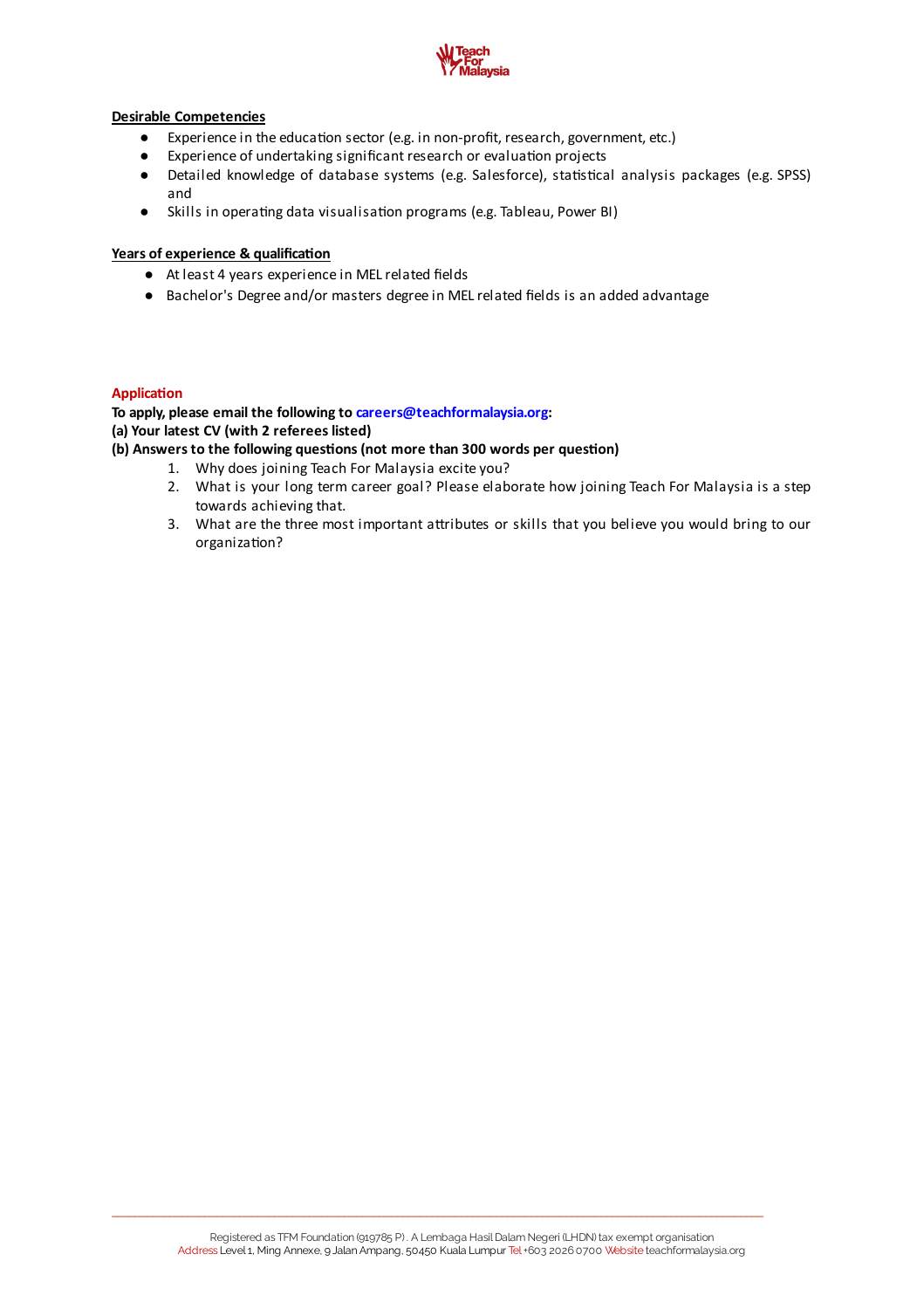**Desirable Competencies**

- Experience in the education sector (e.g. in non-profit, research, government, etc.)
- Experience of undertaking significant research or evaluation projects
- Detailed knowledge of database systems (e.g. Salesforce), statistical analysis packages (e.g. SPSS) and
- Skills in operating data visualisation programs (e.g. Tableau, Power BI)

**Years of experience & qualification**

- At least 4 years experience in MEL related fields
- Bachelor's Degree and/or masters degree in MEL related fields is an added advantage

**Application**

**To apply, please email the following to careers@teachformalaysia.org:**
**(a) Your latest CV (with 2 referees listed)**
**(b) Answers to the following questions (not more than 300 words per question)**

1. Why does joining Teach For Malaysia excite you?
2. What is your long term career goal? Please elaborate how joining Teach For Malaysia is a step towards achieving that.
3. What are the three most important attributes or skills that you believe you would bring to our organization?

Registered as TFM Foundation (919785 P). A Lembaga Hasil Dalam Negeri (LHDN) tax exempt organisation
Address Level 1, Ming Annexe, 9 Jalan Ampang, 50450 Kuala Lumpur Tel +603 2026 0700 Website teachformalaysia.org